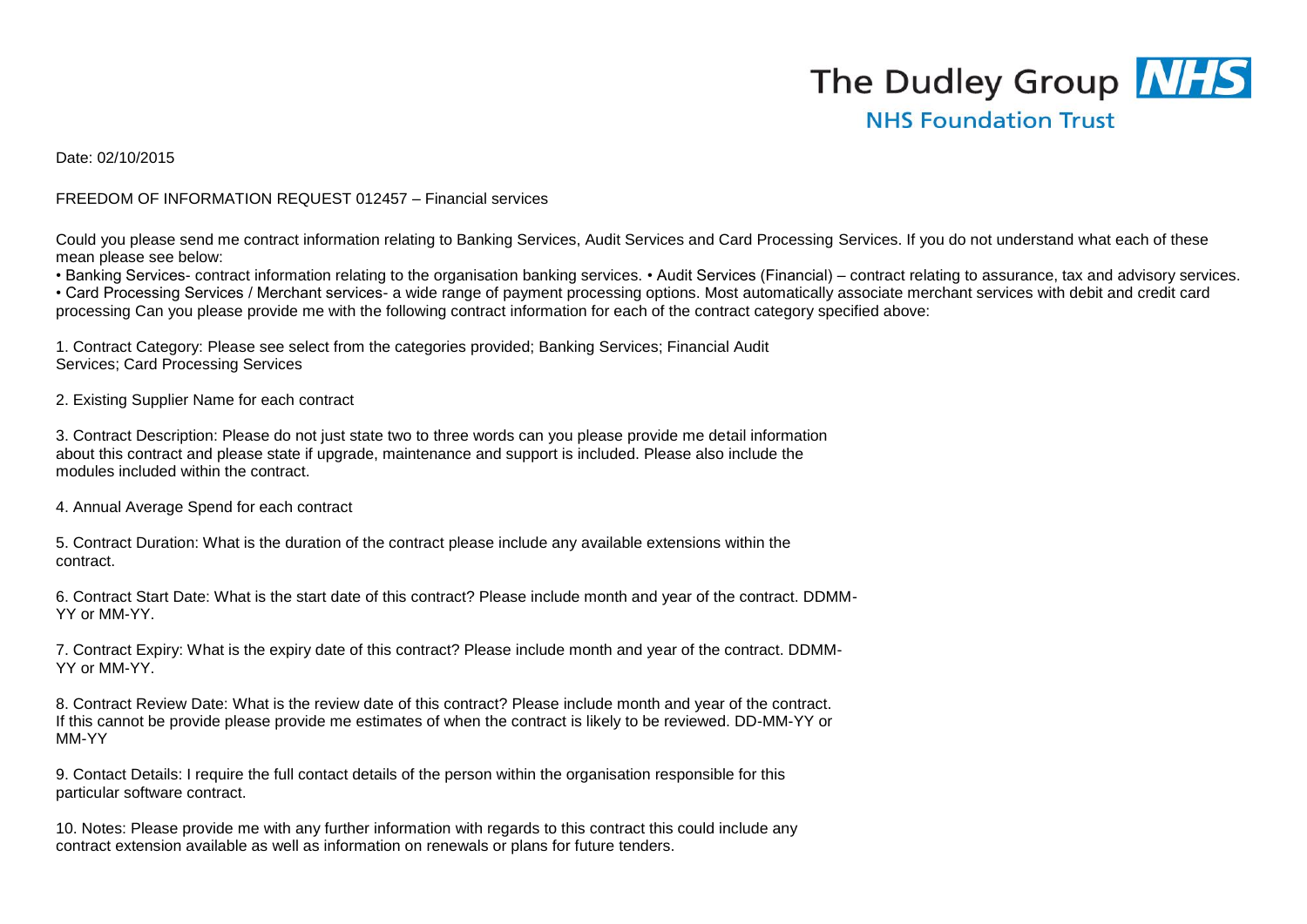The Dudley Group NHS
NHS Foundation Trust

Date: 02/10/2015

FREEDOM OF INFORMATION REQUEST 012457 – Financial services

Could you please send me contract information relating to Banking Services, Audit Services and Card Processing Services. If you do not understand what each of these mean please see below:

• Banking Services- contract information relating to the organisation banking services. • Audit Services (Financial) – contract relating to assurance, tax and advisory services.
• Card Processing Services / Merchant services- a wide range of payment processing options. Most automatically associate merchant services with debit and credit card processing Can you please provide me with the following contract information for each of the contract category specified above:

1. Contract Category: Please see select from the categories provided; Banking Services; Financial Audit Services; Card Processing Services

2. Existing Supplier Name for each contract

3. Contract Description: Please do not just state two to three words can you please provide me detail information about this contract and please state if upgrade, maintenance and support is included. Please also include the modules included within the contract.

4. Annual Average Spend for each contract

5. Contract Duration: What is the duration of the contract please include any available extensions within the contract.

6. Contract Start Date: What is the start date of this contract? Please include month and year of the contract. DDMM-YY or MM-YY.

7. Contract Expiry: What is the expiry date of this contract? Please include month and year of the contract. DDMM-YY or MM-YY.

8. Contract Review Date: What is the review date of this contract? Please include month and year of the contract. If this cannot be provide please provide me estimates of when the contract is likely to be reviewed. DD-MM-YY or MM-YY

9. Contact Details: I require the full contact details of the person within the organisation responsible for this particular software contract.

10. Notes: Please provide me with any further information with regards to this contract this could include any contract extension available as well as information on renewals or plans for future tenders.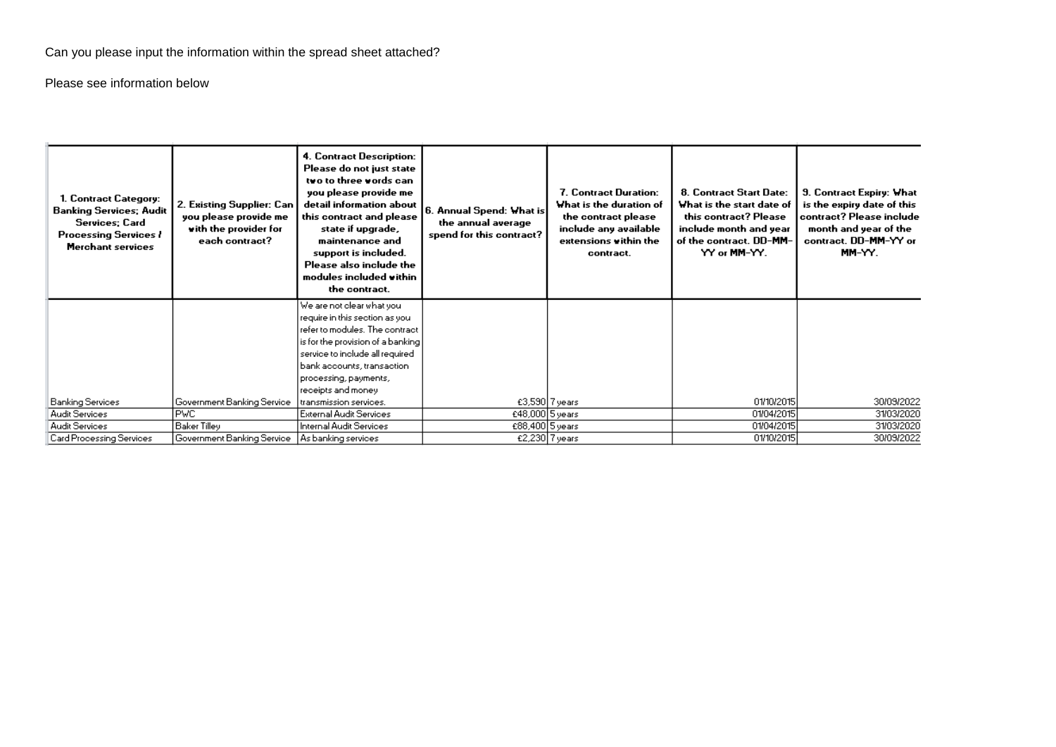Can you please input the information within the spread sheet attached?

Please see information below

| 1. Contract Category: Banking Services; Audit Services; Card Processing Services / Merchant services | 2. Existing Supplier: Can you please provide me with the provider for each contract? | 4. Contract Description: Please do not just state two to three words can you please provide me detail information about this contract and please state if upgrade, maintenance and support is included. Please also include the modules included within the contract. | 6. Annual Spend: What is the annual average spend for this contract? | 7. Contract Duration: What is the duration of the contract please include any available extensions within the contract. | 8. Contract Start Date: What is the start date of this contract? Please include month and year of the contract. DD-MM-YY or MM-YY. | 9. Contract Expiry: What is the expiry date of this contract? Please include month and year of the contract. DD-MM-YY or MM-YY. |
|---|---|---|---|---|---|---|
| Banking Services | Government Banking Service | We are not clear what you require in this section as you refer to modules. The contract is for the provision of a banking service to include all required bank accounts, transaction processing, payments, receipts and money transmission services. | £3,590 | 7 years | 01/10/2015 | 30/09/2022 |
| Audit Services | PWC | External Audit Services | £48,000 | 5 years | 01/04/2015 | 31/03/2020 |
| Audit Services | Baker Tilley | Internal Audit Services | £88,400 | 5 years | 01/04/2015 | 31/03/2020 |
| Card Processing Services | Government Banking Service | As banking services | £2,230 | 7 years | 01/10/2015 | 30/09/2022 |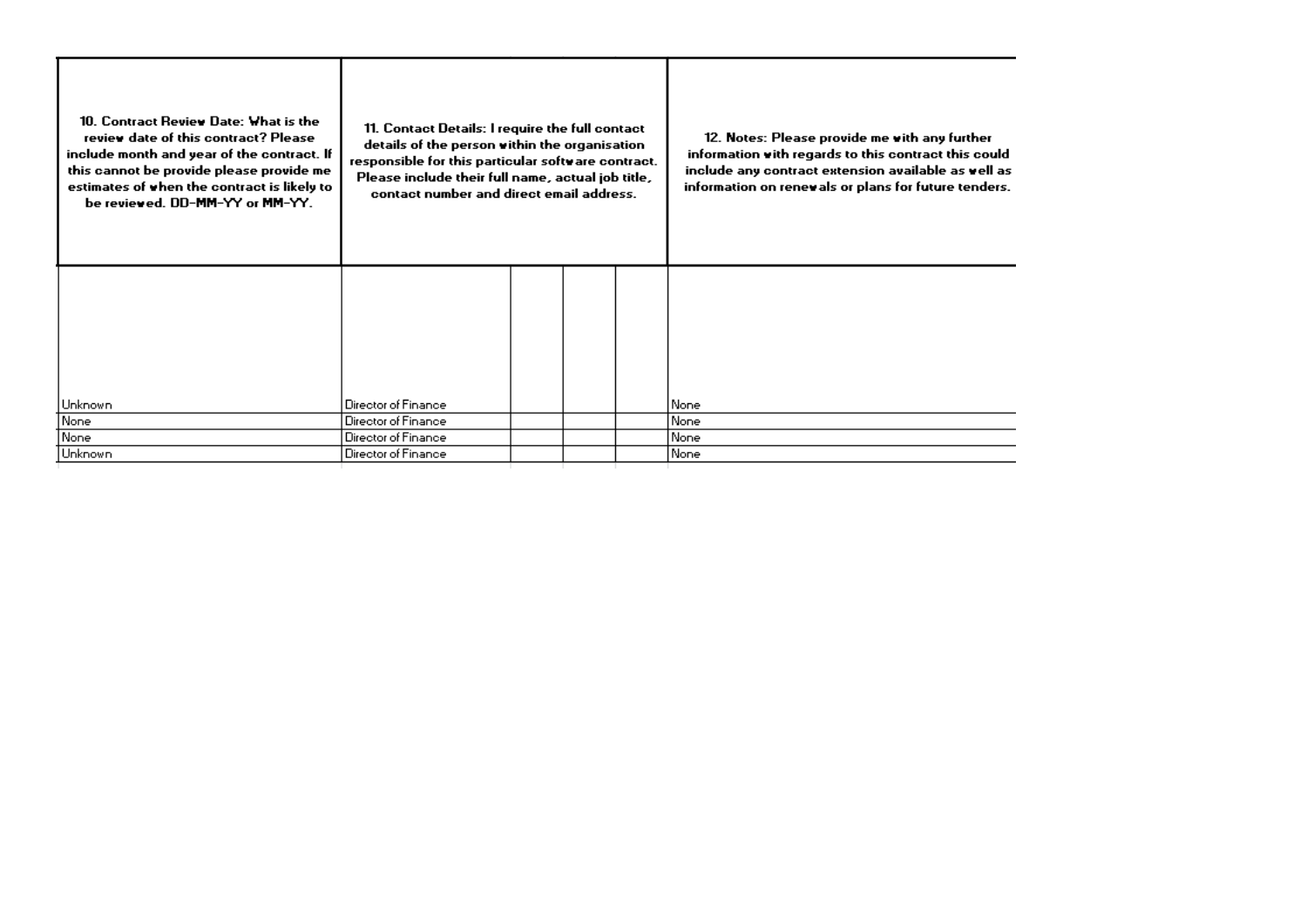| 10. Contract Review Date: What is the review date of this contract? Please include month and year of the contract. If this cannot be provide please provide me estimates of when the contract is likely to be reviewed. DD-MM-YY or MM-YY. | 11. Contact Details: I require the full contact details of the person within the organisation responsible for this particular software contract. Please include their full name, actual job title, contact number and direct email address. | | | | 12. Notes: Please provide me with any further information with regards to this contract this could include any contract extension available as well as information on renewals or plans for future tenders. |
|---|---|---|---|---|---|
| Unknown | Director of Finance | | | | None |
| None | Director of Finance | | | | None |
| None | Director of Finance | | | | None |
| Unknown | Director of Finance | | | | None |